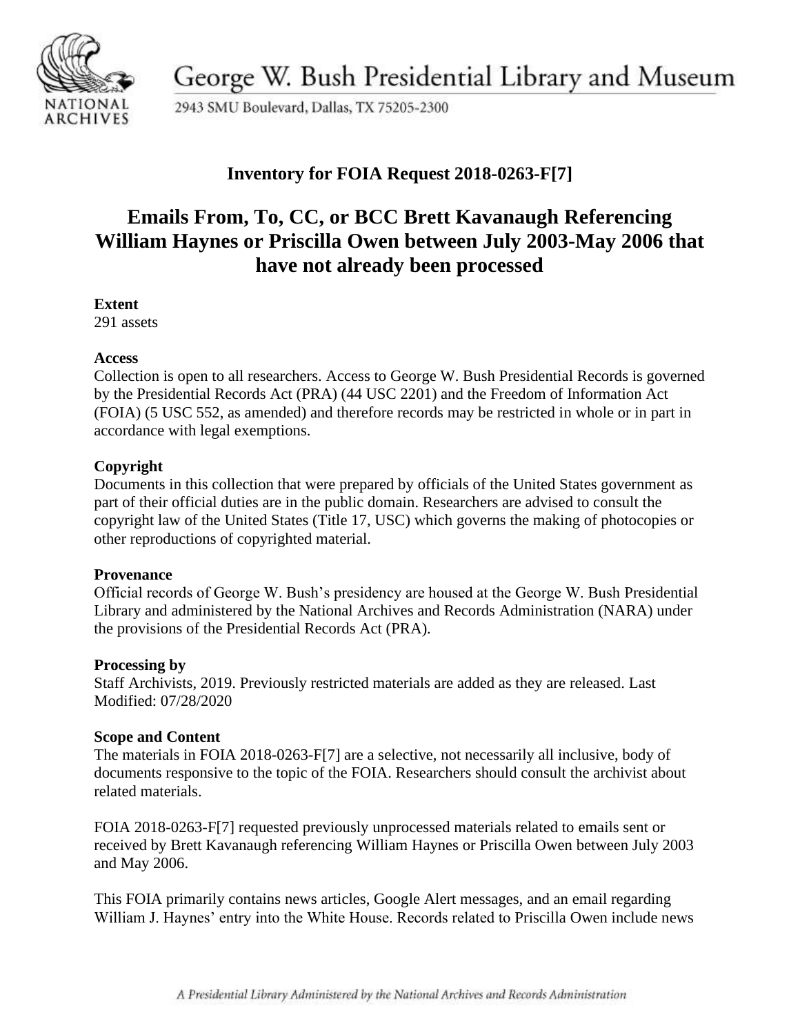George W. Bush Presidential Library and Museum

2943 SMU Boulevard, Dallas, TX 75205-2300

## Inventory for FOIA Request 2018-0263-F[7]

# Emails From, To, CC, or BCC Brett Kavanaugh Referencing William Haynes or Priscilla Owen between July 2003-May 2006 that have not already been processed

**Extent**
291 assets

**Access**
Collection is open to all researchers. Access to George W. Bush Presidential Records is governed by the Presidential Records Act (PRA) (44 USC 2201) and the Freedom of Information Act (FOIA) (5 USC 552, as amended) and therefore records may be restricted in whole or in part in accordance with legal exemptions.

**Copyright**
Documents in this collection that were prepared by officials of the United States government as part of their official duties are in the public domain. Researchers are advised to consult the copyright law of the United States (Title 17, USC) which governs the making of photocopies or other reproductions of copyrighted material.

**Provenance**
Official records of George W. Bush's presidency are housed at the George W. Bush Presidential Library and administered by the National Archives and Records Administration (NARA) under the provisions of the Presidential Records Act (PRA).

**Processing by**
Staff Archivists, 2019. Previously restricted materials are added as they are released. Last Modified: 07/28/2020

**Scope and Content**
The materials in FOIA 2018-0263-F[7] are a selective, not necessarily all inclusive, body of documents responsive to the topic of the FOIA. Researchers should consult the archivist about related materials.

FOIA 2018-0263-F[7] requested previously unprocessed materials related to emails sent or received by Brett Kavanaugh referencing William Haynes or Priscilla Owen between July 2003 and May 2006.

This FOIA primarily contains news articles, Google Alert messages, and an email regarding William J. Haynes' entry into the White House. Records related to Priscilla Owen include news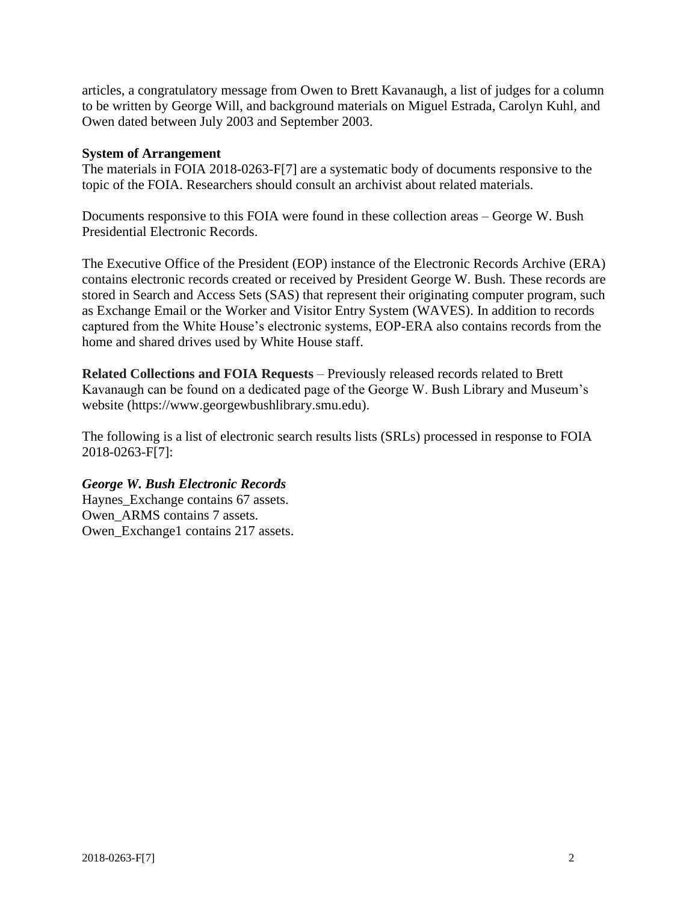articles, a congratulatory message from Owen to Brett Kavanaugh, a list of judges for a column to be written by George Will, and background materials on Miguel Estrada, Carolyn Kuhl, and Owen dated between July 2003 and September 2003.

**System of Arrangement**
The materials in FOIA 2018-0263-F[7] are a systematic body of documents responsive to the topic of the FOIA. Researchers should consult an archivist about related materials.

Documents responsive to this FOIA were found in these collection areas – George W. Bush Presidential Electronic Records.

The Executive Office of the President (EOP) instance of the Electronic Records Archive (ERA) contains electronic records created or received by President George W. Bush. These records are stored in Search and Access Sets (SAS) that represent their originating computer program, such as Exchange Email or the Worker and Visitor Entry System (WAVES). In addition to records captured from the White House's electronic systems, EOP-ERA also contains records from the home and shared drives used by White House staff.

**Related Collections and FOIA Requests** – Previously released records related to Brett Kavanaugh can be found on a dedicated page of the George W. Bush Library and Museum's website (https://www.georgewbushlibrary.smu.edu).

The following is a list of electronic search results lists (SRLs) processed in response to FOIA 2018-0263-F[7]:

***George W. Bush Electronic Records***
Haynes_Exchange contains 67 assets.
Owen_ARMS contains 7 assets.
Owen_Exchange1 contains 217 assets.